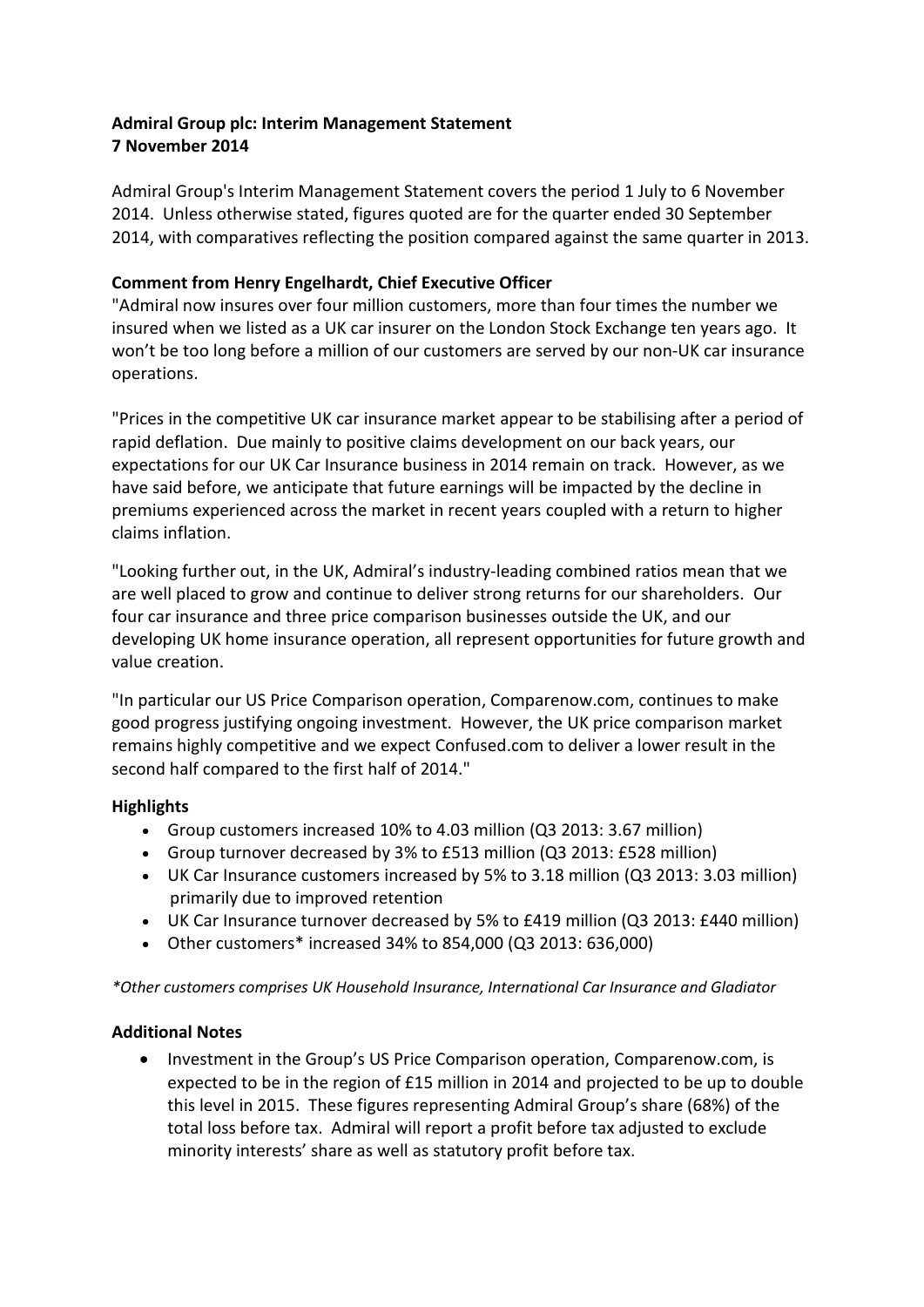**Admiral Group plc: Interim Management Statement**
**7 November 2014**

Admiral Group's Interim Management Statement covers the period 1 July to 6 November 2014. Unless otherwise stated, figures quoted are for the quarter ended 30 September 2014, with comparatives reflecting the position compared against the same quarter in 2013.

**Comment from Henry Engelhardt, Chief Executive Officer**

"Admiral now insures over four million customers, more than four times the number we insured when we listed as a UK car insurer on the London Stock Exchange ten years ago. It won't be too long before a million of our customers are served by our non-UK car insurance operations.

"Prices in the competitive UK car insurance market appear to be stabilising after a period of rapid deflation. Due mainly to positive claims development on our back years, our expectations for our UK Car Insurance business in 2014 remain on track. However, as we have said before, we anticipate that future earnings will be impacted by the decline in premiums experienced across the market in recent years coupled with a return to higher claims inflation.

"Looking further out, in the UK, Admiral's industry-leading combined ratios mean that we are well placed to grow and continue to deliver strong returns for our shareholders. Our four car insurance and three price comparison businesses outside the UK, and our developing UK home insurance operation, all represent opportunities for future growth and value creation.

"In particular our US Price Comparison operation, Comparenow.com, continues to make good progress justifying ongoing investment. However, the UK price comparison market remains highly competitive and we expect Confused.com to deliver a lower result in the second half compared to the first half of 2014."

**Highlights**

- Group customers increased 10% to 4.03 million (Q3 2013: 3.67 million)
- Group turnover decreased by 3% to £513 million (Q3 2013: £528 million)
- UK Car Insurance customers increased by 5% to 3.18 million (Q3 2013: 3.03 million) primarily due to improved retention
- UK Car Insurance turnover decreased by 5% to £419 million (Q3 2013: £440 million)
- Other customers* increased 34% to 854,000 (Q3 2013: 636,000)

*\*Other customers comprises UK Household Insurance, International Car Insurance and Gladiator*

**Additional Notes**

- Investment in the Group's US Price Comparison operation, Comparenow.com, is expected to be in the region of £15 million in 2014 and projected to be up to double this level in 2015. These figures representing Admiral Group's share (68%) of the total loss before tax. Admiral will report a profit before tax adjusted to exclude minority interests' share as well as statutory profit before tax.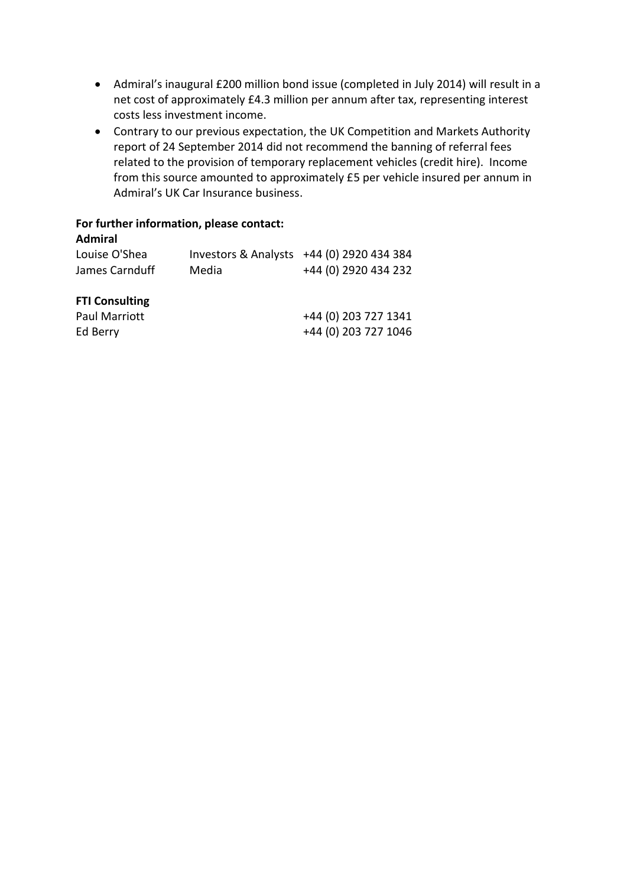- Admiral's inaugural £200 million bond issue (completed in July 2014) will result in a net cost of approximately £4.3 million per annum after tax, representing interest costs less investment income.
- Contrary to our previous expectation, the UK Competition and Markets Authority report of 24 September 2014 did not recommend the banning of referral fees related to the provision of temporary replacement vehicles (credit hire). Income from this source amounted to approximately £5 per vehicle insured per annum in Admiral's UK Car Insurance business.

**For further information, please contact:**

**Admiral**

| | | |
|---|---|---|
| Louise O'Shea | Investors & Analysts | +44 (0) 2920 434 384 |
| James Carnduff | Media | +44 (0) 2920 434 232 |

**FTI Consulting**

| | | |
|---|---|---|
| Paul Marriott | | +44 (0) 203 727 1341 |
| Ed Berry | | +44 (0) 203 727 1046 |